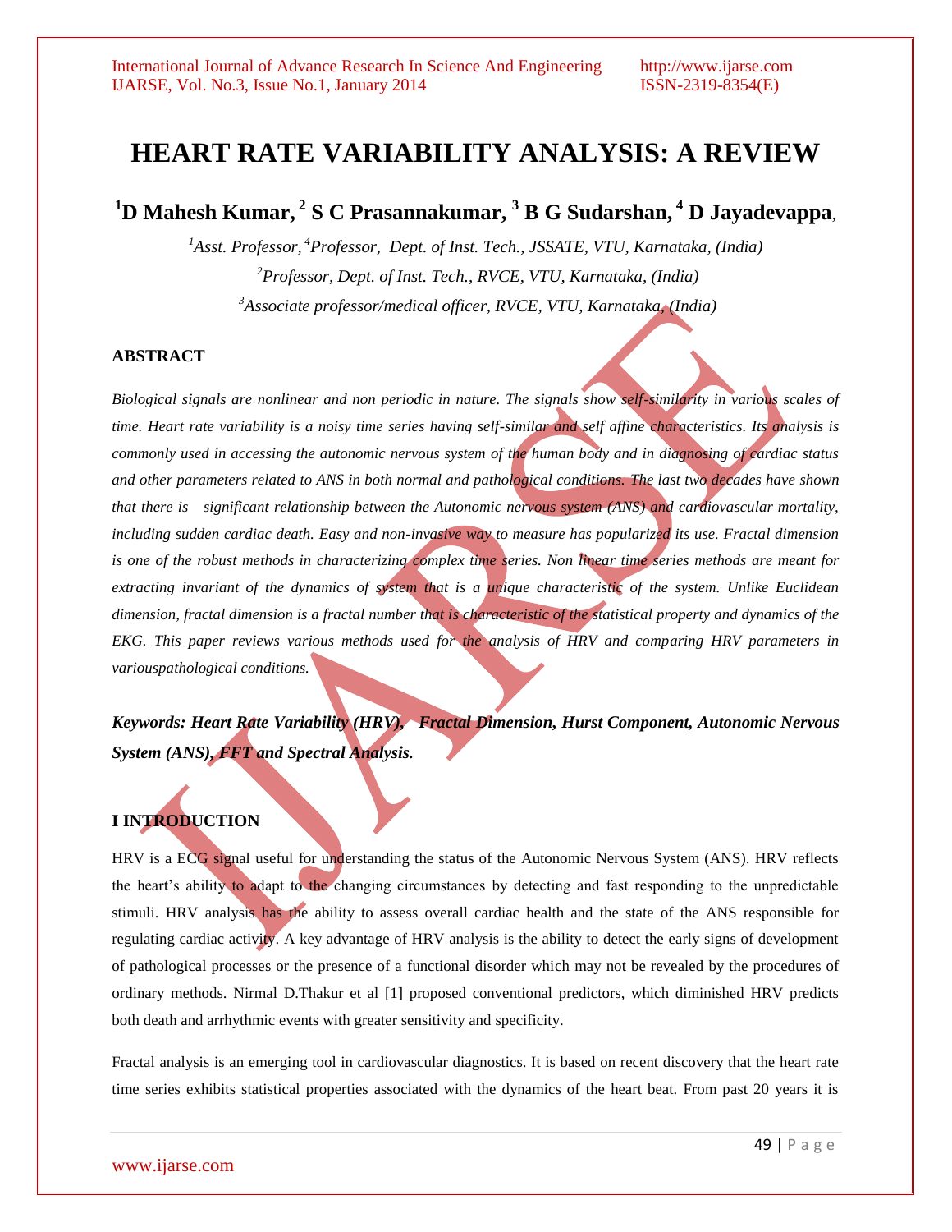# HEART RATE VARIABILITY ANALYSIS: A REVIEW

## [1]D Mahesh Kumar, [2] S C Prasannakumar, [3] B G Sudarshan, [4] D Jayadevappa,

*[1]Asst. Professor, [4]Professor, Dept. of Inst. Tech., JSSATE, VTU, Karnataka, (India)*
*[2]Professor, Dept. of Inst. Tech., RVCE, VTU, Karnataka, (India)*
*[3]Associate professor/medical officer, RVCE, VTU, Karnataka, (India)*

### ABSTRACT

*Biological signals are nonlinear and non periodic in nature. The signals show self-similarity in various scales of time. Heart rate variability is a noisy time series having self-similar and self affine characteristics. Its analysis is commonly used in accessing the autonomic nervous system of the human body and in diagnosing of cardiac status and other parameters related to ANS in both normal and pathological conditions. The last two decades have shown that there is significant relationship between the Autonomic nervous system (ANS) and cardiovascular mortality, including sudden cardiac death. Easy and non-invasive way to measure has popularized its use. Fractal dimension is one of the robust methods in characterizing complex time series. Non linear time series methods are meant for extracting invariant of the dynamics of system that is a unique characteristic of the system. Unlike Euclidean dimension, fractal dimension is a fractal number that is characteristic of the statistical property and dynamics of the EKG. This paper reviews various methods used for the analysis of HRV and comparing HRV parameters in variouspathological conditions.*

***Keywords: Heart Rate Variability (HRV), Fractal Dimension, Hurst Component, Autonomic Nervous System (ANS), FFT and Spectral Analysis.***

### I INTRODUCTION

HRV is a ECG signal useful for understanding the status of the Autonomic Nervous System (ANS). HRV reflects the heart's ability to adapt to the changing circumstances by detecting and fast responding to the unpredictable stimuli. HRV analysis has the ability to assess overall cardiac health and the state of the ANS responsible for regulating cardiac activity. A key advantage of HRV analysis is the ability to detect the early signs of development of pathological processes or the presence of a functional disorder which may not be revealed by the procedures of ordinary methods. Nirmal D.Thakur et al [1] proposed conventional predictors, which diminished HRV predicts both death and arrhythmic events with greater sensitivity and specificity.

Fractal analysis is an emerging tool in cardiovascular diagnostics. It is based on recent discovery that the heart rate time series exhibits statistical properties associated with the dynamics of the heart beat. From past 20 years it is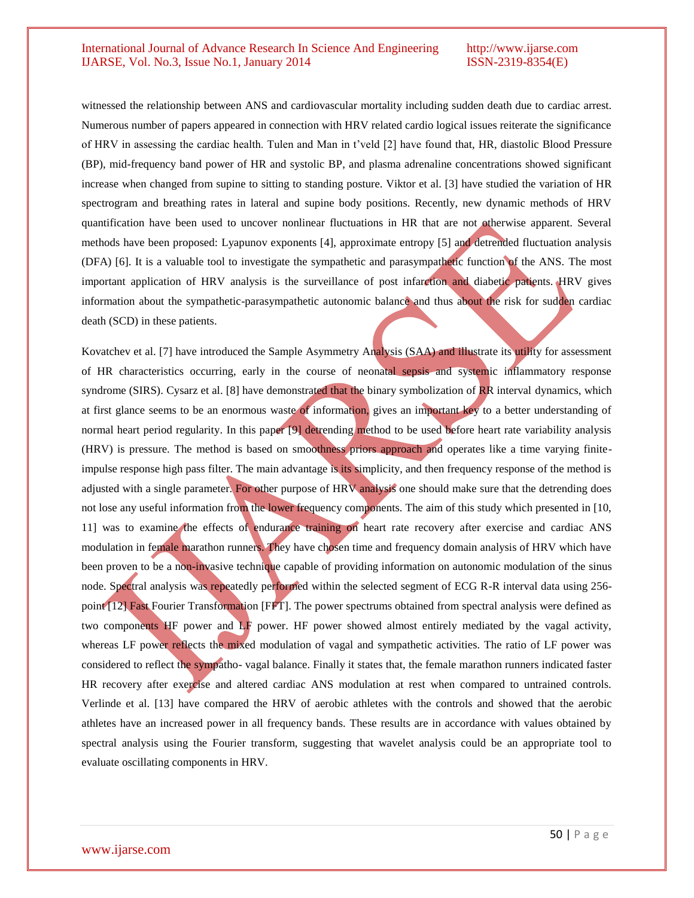witnessed the relationship between ANS and cardiovascular mortality including sudden death due to cardiac arrest. Numerous number of papers appeared in connection with HRV related cardio logical issues reiterate the significance of HRV in assessing the cardiac health. Tulen and Man in t'veld [2] have found that, HR, diastolic Blood Pressure (BP), mid-frequency band power of HR and systolic BP, and plasma adrenaline concentrations showed significant increase when changed from supine to sitting to standing posture. Viktor et al. [3] have studied the variation of HR spectrogram and breathing rates in lateral and supine body positions. Recently, new dynamic methods of HRV quantification have been used to uncover nonlinear fluctuations in HR that are not otherwise apparent. Several methods have been proposed: Lyapunov exponents [4], approximate entropy [5] and detrended fluctuation analysis (DFA) [6]. It is a valuable tool to investigate the sympathetic and parasympathetic function of the ANS. The most important application of HRV analysis is the surveillance of post infarction and diabetic patients. HRV gives information about the sympathetic-parasympathetic autonomic balance and thus about the risk for sudden cardiac death (SCD) in these patients.

Kovatchev et al. [7] have introduced the Sample Asymmetry Analysis (SAA) and illustrate its utility for assessment of HR characteristics occurring, early in the course of neonatal sepsis and systemic inflammatory response syndrome (SIRS). Cysarz et al. [8] have demonstrated that the binary symbolization of RR interval dynamics, which at first glance seems to be an enormous waste of information, gives an important key to a better understanding of normal heart period regularity. In this paper [9] detrending method to be used before heart rate variability analysis (HRV) is pressure. The method is based on smoothness priors approach and operates like a time varying finite-impulse response high pass filter. The main advantage is its simplicity, and then frequency response of the method is adjusted with a single parameter. For other purpose of HRV analysis one should make sure that the detrending does not lose any useful information from the lower frequency components. The aim of this study which presented in [10, 11] was to examine the effects of endurance training on heart rate recovery after exercise and cardiac ANS modulation in female marathon runners. They have chosen time and frequency domain analysis of HRV which have been proven to be a non-invasive technique capable of providing information on autonomic modulation of the sinus node. Spectral analysis was repeatedly performed within the selected segment of ECG R-R interval data using 256-point [12] Fast Fourier Transformation [FFT]. The power spectrums obtained from spectral analysis were defined as two components HF power and LF power. HF power showed almost entirely mediated by the vagal activity, whereas LF power reflects the mixed modulation of vagal and sympathetic activities. The ratio of LF power was considered to reflect the sympatho- vagal balance. Finally it states that, the female marathon runners indicated faster HR recovery after exercise and altered cardiac ANS modulation at rest when compared to untrained controls. Verlinde et al. [13] have compared the HRV of aerobic athletes with the controls and showed that the aerobic athletes have an increased power in all frequency bands. These results are in accordance with values obtained by spectral analysis using the Fourier transform, suggesting that wavelet analysis could be an appropriate tool to evaluate oscillating components in HRV.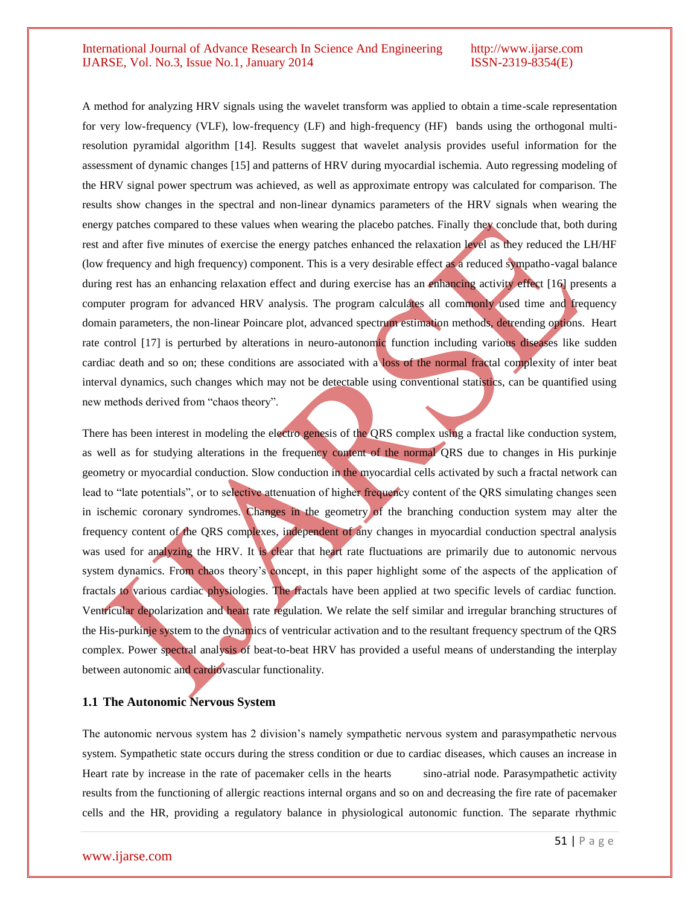A method for analyzing HRV signals using the wavelet transform was applied to obtain a time-scale representation for very low-frequency (VLF), low-frequency (LF) and high-frequency (HF) bands using the orthogonal multi-resolution pyramidal algorithm [14]. Results suggest that wavelet analysis provides useful information for the assessment of dynamic changes [15] and patterns of HRV during myocardial ischemia. Auto regressing modeling of the HRV signal power spectrum was achieved, as well as approximate entropy was calculated for comparison. The results show changes in the spectral and non-linear dynamics parameters of the HRV signals when wearing the energy patches compared to these values when wearing the placebo patches. Finally they conclude that, both during rest and after five minutes of exercise the energy patches enhanced the relaxation level as they reduced the LH/HF (low frequency and high frequency) component. This is a very desirable effect as a reduced sympatho-vagal balance during rest has an enhancing relaxation effect and during exercise has an enhancing activity effect [16] presents a computer program for advanced HRV analysis. The program calculates all commonly used time and frequency domain parameters, the non-linear Poincare plot, advanced spectrum estimation methods, detrending options. Heart rate control [17] is perturbed by alterations in neuro-autonomic function including various diseases like sudden cardiac death and so on; these conditions are associated with a loss of the normal fractal complexity of inter beat interval dynamics, such changes which may not be detectable using conventional statistics, can be quantified using new methods derived from "chaos theory".

There has been interest in modeling the electro genesis of the QRS complex using a fractal like conduction system, as well as for studying alterations in the frequency content of the normal QRS due to changes in His purkinje geometry or myocardial conduction. Slow conduction in the myocardial cells activated by such a fractal network can lead to "late potentials", or to selective attenuation of higher frequency content of the QRS simulating changes seen in ischemic coronary syndromes. Changes in the geometry of the branching conduction system may alter the frequency content of the QRS complexes, independent of any changes in myocardial conduction spectral analysis was used for analyzing the HRV. It is clear that heart rate fluctuations are primarily due to autonomic nervous system dynamics. From chaos theory's concept, in this paper highlight some of the aspects of the application of fractals to various cardiac physiologies. The fractals have been applied at two specific levels of cardiac function. Ventricular depolarization and heart rate regulation. We relate the self similar and irregular branching structures of the His-purkinje system to the dynamics of ventricular activation and to the resultant frequency spectrum of the QRS complex. Power spectral analysis of beat-to-beat HRV has provided a useful means of understanding the interplay between autonomic and cardiovascular functionality.

### 1.1 The Autonomic Nervous System

The autonomic nervous system has 2 division's namely sympathetic nervous system and parasympathetic nervous system. Sympathetic state occurs during the stress condition or due to cardiac diseases, which causes an increase in Heart rate by increase in the rate of pacemaker cells in the hearts sino-atrial node. Parasympathetic activity results from the functioning of allergic reactions internal organs and so on and decreasing the fire rate of pacemaker cells and the HR, providing a regulatory balance in physiological autonomic function. The separate rhythmic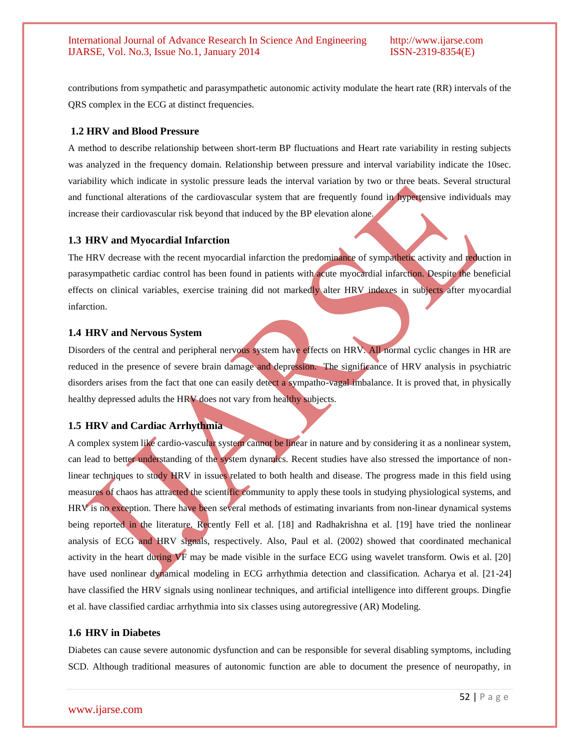contributions from sympathetic and parasympathetic autonomic activity modulate the heart rate (RR) intervals of the QRS complex in the ECG at distinct frequencies.

### 1.2 HRV and Blood Pressure

A method to describe relationship between short-term BP fluctuations and Heart rate variability in resting subjects was analyzed in the frequency domain. Relationship between pressure and interval variability indicate the 10sec. variability which indicate in systolic pressure leads the interval variation by two or three beats. Several structural and functional alterations of the cardiovascular system that are frequently found in hypertensive individuals may increase their cardiovascular risk beyond that induced by the BP elevation alone.

### 1.3 HRV and Myocardial Infarction

The HRV decrease with the recent myocardial infarction the predominance of sympathetic activity and reduction in parasympathetic cardiac control has been found in patients with acute myocardial infarction. Despite the beneficial effects on clinical variables, exercise training did not markedly alter HRV indexes in subjects after myocardial infarction.

### 1.4 HRV and Nervous System

Disorders of the central and peripheral nervous system have effects on HRV. All normal cyclic changes in HR are reduced in the presence of severe brain damage and depression. The significance of HRV analysis in psychiatric disorders arises from the fact that one can easily detect a sympatho-vagal imbalance. It is proved that, in physically healthy depressed adults the HRV does not vary from healthy subjects.

### 1.5 HRV and Cardiac Arrhythmia

A complex system like cardio-vascular system cannot be linear in nature and by considering it as a nonlinear system, can lead to better understanding of the system dynamics. Recent studies have also stressed the importance of non-linear techniques to study HRV in issues related to both health and disease. The progress made in this field using measures of chaos has attracted the scientific community to apply these tools in studying physiological systems, and HRV is no exception. There have been several methods of estimating invariants from non-linear dynamical systems being reported in the literature. Recently Fell et al. [18] and Radhakrishna et al. [19] have tried the nonlinear analysis of ECG and HRV signals, respectively. Also, Paul et al. (2002) showed that coordinated mechanical activity in the heart during VF may be made visible in the surface ECG using wavelet transform. Owis et al. [20] have used nonlinear dynamical modeling in ECG arrhythmia detection and classification. Acharya et al. [21-24] have classified the HRV signals using nonlinear techniques, and artificial intelligence into different groups. Dingfie et al. have classified cardiac arrhythmia into six classes using autoregressive (AR) Modeling.

### 1.6 HRV in Diabetes

Diabetes can cause severe autonomic dysfunction and can be responsible for several disabling symptoms, including SCD. Although traditional measures of autonomic function are able to document the presence of neuropathy, in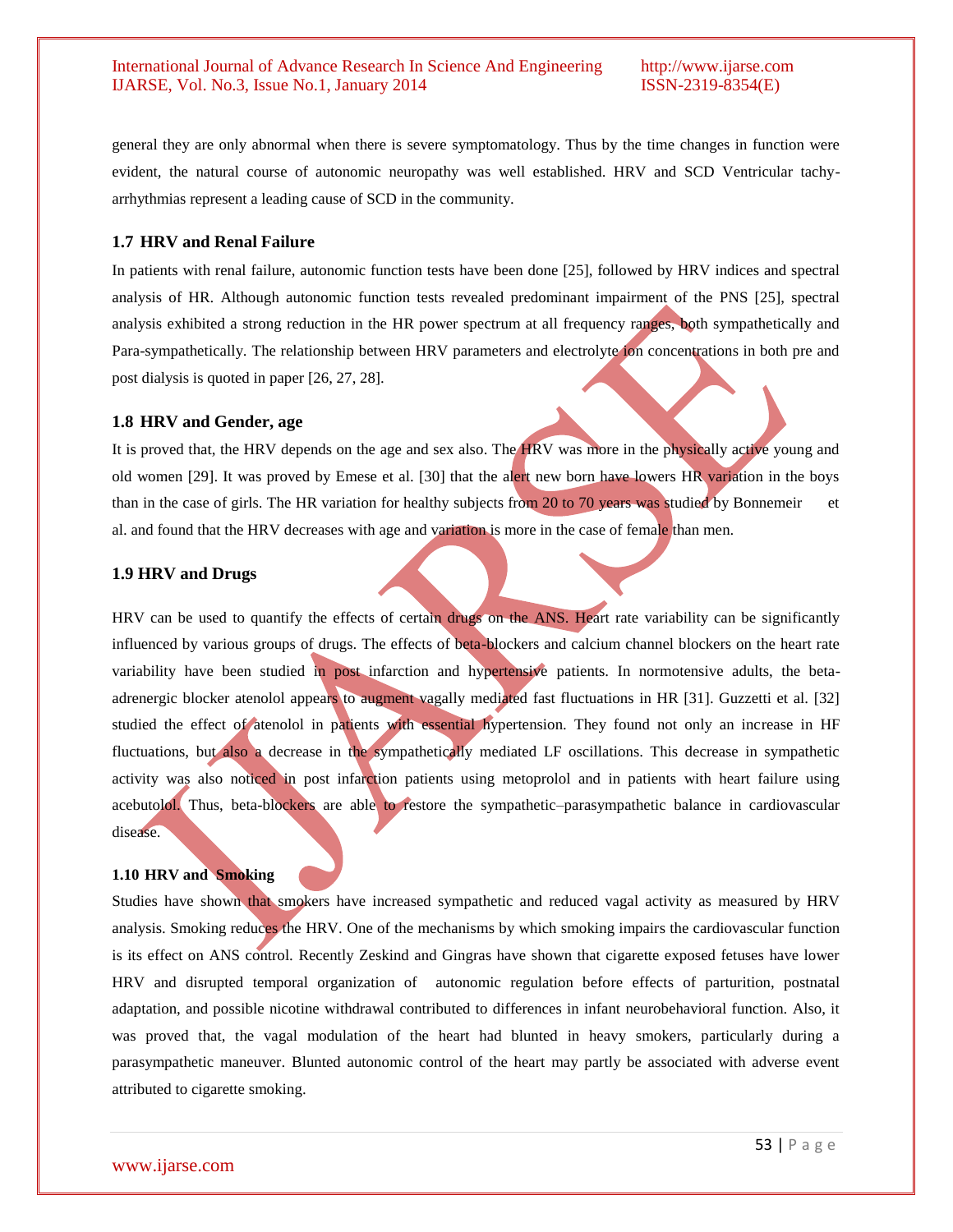general they are only abnormal when there is severe symptomatology. Thus by the time changes in function were evident, the natural course of autonomic neuropathy was well established. HRV and SCD Ventricular tachy-arrhythmias represent a leading cause of SCD in the community.

### 1.7 HRV and Renal Failure

In patients with renal failure, autonomic function tests have been done [25], followed by HRV indices and spectral analysis of HR. Although autonomic function tests revealed predominant impairment of the PNS [25], spectral analysis exhibited a strong reduction in the HR power spectrum at all frequency ranges, both sympathetically and Para-sympathetically. The relationship between HRV parameters and electrolyte ion concentrations in both pre and post dialysis is quoted in paper [26, 27, 28].

### 1.8 HRV and Gender, age

It is proved that, the HRV depends on the age and sex also. The HRV was more in the physically active young and old women [29]. It was proved by Emese et al. [30] that the alert new born have lowers HR variation in the boys than in the case of girls. The HR variation for healthy subjects from 20 to 70 years was studied by Bonnemeir et al. and found that the HRV decreases with age and variation is more in the case of female than men.

### 1.9 HRV and Drugs

HRV can be used to quantify the effects of certain drugs on the ANS. Heart rate variability can be significantly influenced by various groups of drugs. The effects of beta-blockers and calcium channel blockers on the heart rate variability have been studied in post infarction and hypertensive patients. In normotensive adults, the beta-adrenergic blocker atenolol appears to augment vagally mediated fast fluctuations in HR [31]. Guzzetti et al. [32] studied the effect of atenolol in patients with essential hypertension. They found not only an increase in HF fluctuations, but also a decrease in the sympathetically mediated LF oscillations. This decrease in sympathetic activity was also noticed in post infarction patients using metoprolol and in patients with heart failure using acebutolol. Thus, beta-blockers are able to restore the sympathetic–parasympathetic balance in cardiovascular disease.

### 1.10 HRV and Smoking

Studies have shown that smokers have increased sympathetic and reduced vagal activity as measured by HRV analysis. Smoking reduces the HRV. One of the mechanisms by which smoking impairs the cardiovascular function is its effect on ANS control. Recently Zeskind and Gingras have shown that cigarette exposed fetuses have lower HRV and disrupted temporal organization of autonomic regulation before effects of parturition, postnatal adaptation, and possible nicotine withdrawal contributed to differences in infant neurobehavioral function. Also, it was proved that, the vagal modulation of the heart had blunted in heavy smokers, particularly during a parasympathetic maneuver. Blunted autonomic control of the heart may partly be associated with adverse event attributed to cigarette smoking.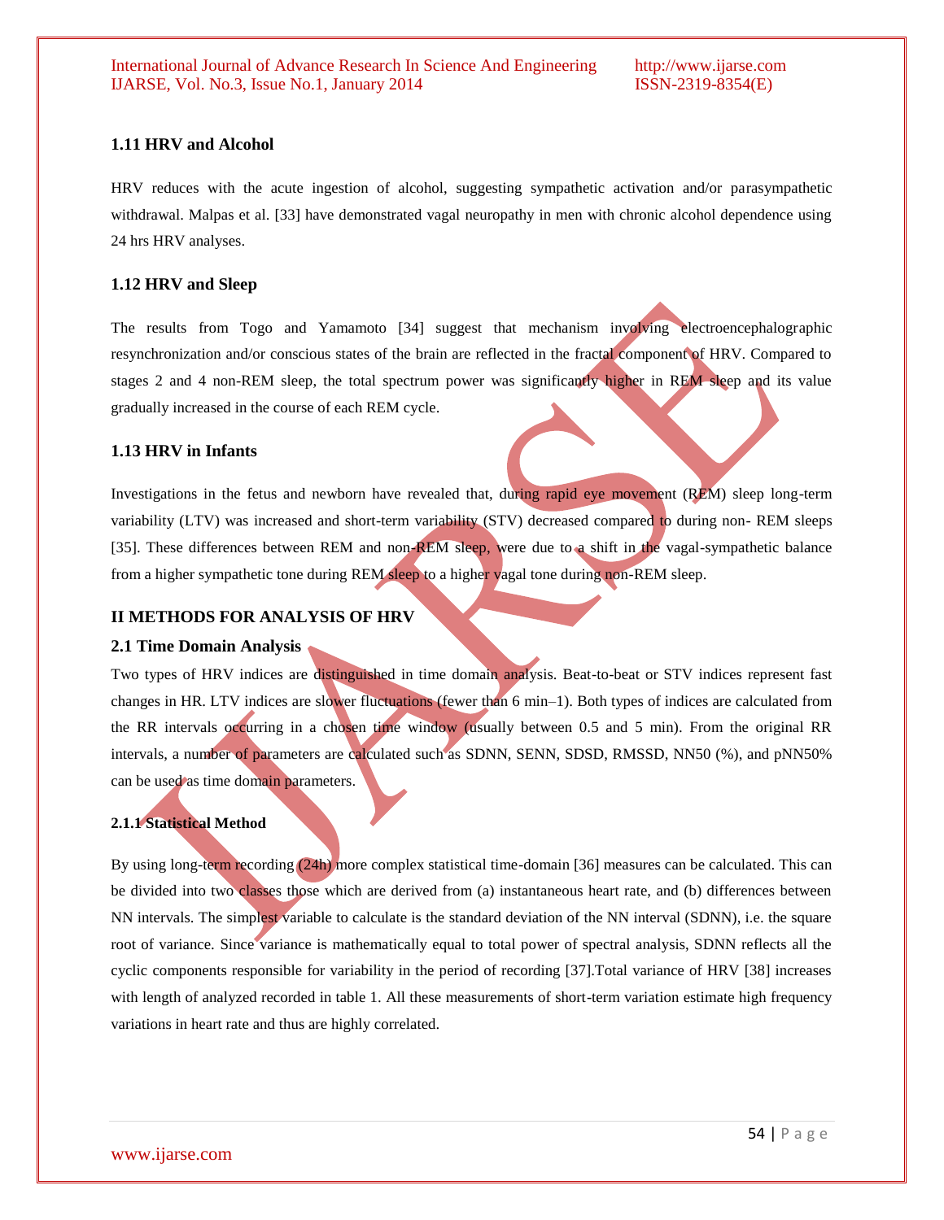### 1.11 HRV and Alcohol

HRV reduces with the acute ingestion of alcohol, suggesting sympathetic activation and/or parasympathetic withdrawal. Malpas et al. [33] have demonstrated vagal neuropathy in men with chronic alcohol dependence using 24 hrs HRV analyses.

### 1.12 HRV and Sleep

The results from Togo and Yamamoto [34] suggest that mechanism involving electroencephalographic resynchronization and/or conscious states of the brain are reflected in the fractal component of HRV. Compared to stages 2 and 4 non-REM sleep, the total spectrum power was significantly higher in REM sleep and its value gradually increased in the course of each REM cycle.

### 1.13 HRV in Infants

Investigations in the fetus and newborn have revealed that, during rapid eye movement (REM) sleep long-term variability (LTV) was increased and short-term variability (STV) decreased compared to during non- REM sleeps [35]. These differences between REM and non-REM sleep, were due to a shift in the vagal-sympathetic balance from a higher sympathetic tone during REM sleep to a higher vagal tone during non-REM sleep.

## II METHODS FOR ANALYSIS OF HRV

### 2.1 Time Domain Analysis

Two types of HRV indices are distinguished in time domain analysis. Beat-to-beat or STV indices represent fast changes in HR. LTV indices are slower fluctuations (fewer than 6 min–1). Both types of indices are calculated from the RR intervals occurring in a chosen time window (usually between 0.5 and 5 min). From the original RR intervals, a number of parameters are calculated such as SDNN, SENN, SDSD, RMSSD, NN50 (%), and pNN50% can be used as time domain parameters.

#### 2.1.1 Statistical Method

By using long-term recording (24h) more complex statistical time-domain [36] measures can be calculated. This can be divided into two classes those which are derived from (a) instantaneous heart rate, and (b) differences between NN intervals. The simplest variable to calculate is the standard deviation of the NN interval (SDNN), i.e. the square root of variance. Since variance is mathematically equal to total power of spectral analysis, SDNN reflects all the cyclic components responsible for variability in the period of recording [37].Total variance of HRV [38] increases with length of analyzed recorded in table 1. All these measurements of short-term variation estimate high frequency variations in heart rate and thus are highly correlated.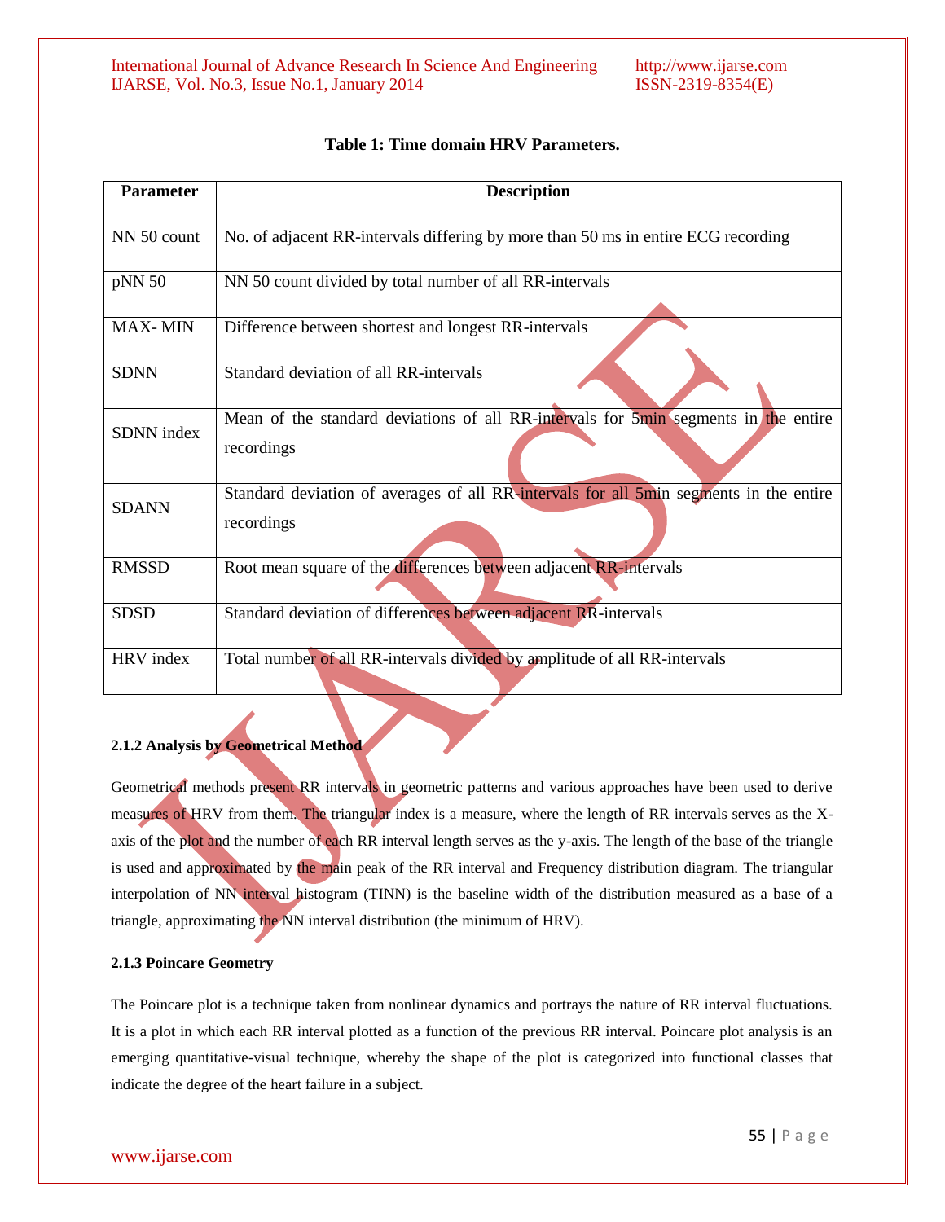**Table 1: Time domain HRV Parameters.**

| Parameter | Description |
|---|---|
| NN 50 count | No. of adjacent RR-intervals differing by more than 50 ms in entire ECG recording |
| pNN 50 | NN 50 count divided by total number of all RR-intervals |
| MAX- MIN | Difference between shortest and longest RR-intervals |
| SDNN | Standard deviation of all RR-intervals |
| SDNN index | Mean of the standard deviations of all RR-intervals for 5min segments in the entire recordings |
| SDANN | Standard deviation of averages of all RR-intervals for all 5min segments in the entire recordings |
| RMSSD | Root mean square of the differences between adjacent RR-intervals |
| SDSD | Standard deviation of differences between adjacent RR-intervals |
| HRV index | Total number of all RR-intervals divided by amplitude of all RR-intervals |

#### 2.1.2 Analysis by Geometrical Method

Geometrical methods present RR intervals in geometric patterns and various approaches have been used to derive measures of HRV from them. The triangular index is a measure, where the length of RR intervals serves as the X-axis of the plot and the number of each RR interval length serves as the y-axis. The length of the base of the triangle is used and approximated by the main peak of the RR interval and Frequency distribution diagram. The triangular interpolation of NN interval histogram (TINN) is the baseline width of the distribution measured as a base of a triangle, approximating the NN interval distribution (the minimum of HRV).

#### 2.1.3 Poincare Geometry

The Poincare plot is a technique taken from nonlinear dynamics and portrays the nature of RR interval fluctuations. It is a plot in which each RR interval plotted as a function of the previous RR interval. Poincare plot analysis is an emerging quantitative-visual technique, whereby the shape of the plot is categorized into functional classes that indicate the degree of the heart failure in a subject.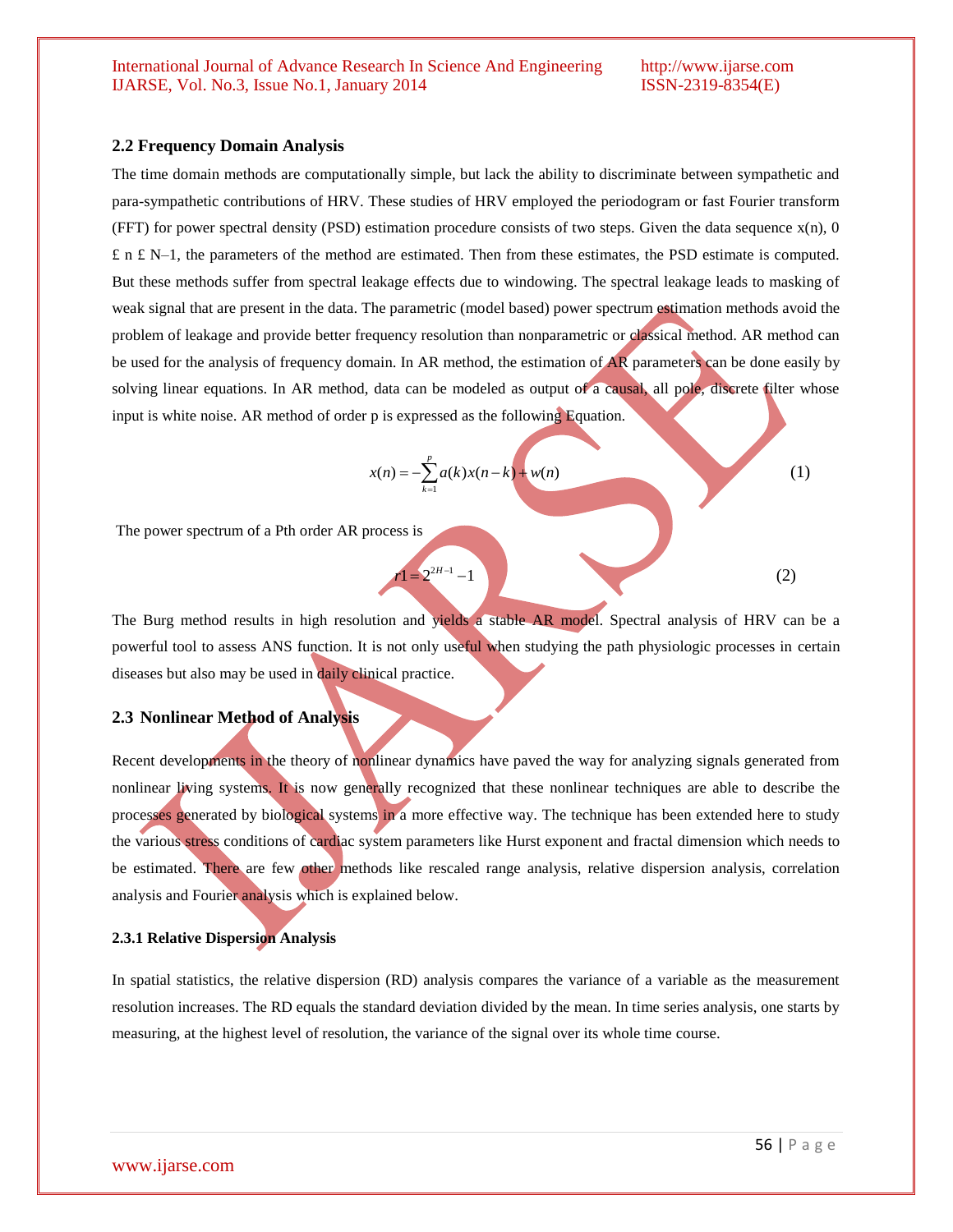### 2.2 Frequency Domain Analysis

The time domain methods are computationally simple, but lack the ability to discriminate between sympathetic and para-sympathetic contributions of HRV. These studies of HRV employed the periodogram or fast Fourier transform (FFT) for power spectral density (PSD) estimation procedure consists of two steps. Given the data sequence x(n), 0 £ n £ N–1, the parameters of the method are estimated. Then from these estimates, the PSD estimate is computed. But these methods suffer from spectral leakage effects due to windowing. The spectral leakage leads to masking of weak signal that are present in the data. The parametric (model based) power spectrum estimation methods avoid the problem of leakage and provide better frequency resolution than nonparametric or classical method. AR method can be used for the analysis of frequency domain. In AR method, the estimation of AR parameters can be done easily by solving linear equations. In AR method, data can be modeled as output of a causal, all pole, discrete filter whose input is white noise. AR method of order p is expressed as the following Equation.

$$x(n) = -\sum_{k=1}^{p} a(k)x(n-k) + w(n) \tag{1}$$

The power spectrum of a Pth order AR process is

$$r1 = 2^{2H-1} - 1 \tag{2}$$

The Burg method results in high resolution and yields a stable AR model. Spectral analysis of HRV can be a powerful tool to assess ANS function. It is not only useful when studying the path physiologic processes in certain diseases but also may be used in daily clinical practice.

### 2.3 Nonlinear Method of Analysis

Recent developments in the theory of nonlinear dynamics have paved the way for analyzing signals generated from nonlinear living systems. It is now generally recognized that these nonlinear techniques are able to describe the processes generated by biological systems in a more effective way. The technique has been extended here to study the various stress conditions of cardiac system parameters like Hurst exponent and fractal dimension which needs to be estimated. There are few other methods like rescaled range analysis, relative dispersion analysis, correlation analysis and Fourier analysis which is explained below.

#### 2.3.1 Relative Dispersion Analysis

In spatial statistics, the relative dispersion (RD) analysis compares the variance of a variable as the measurement resolution increases. The RD equals the standard deviation divided by the mean. In time series analysis, one starts by measuring, at the highest level of resolution, the variance of the signal over its whole time course.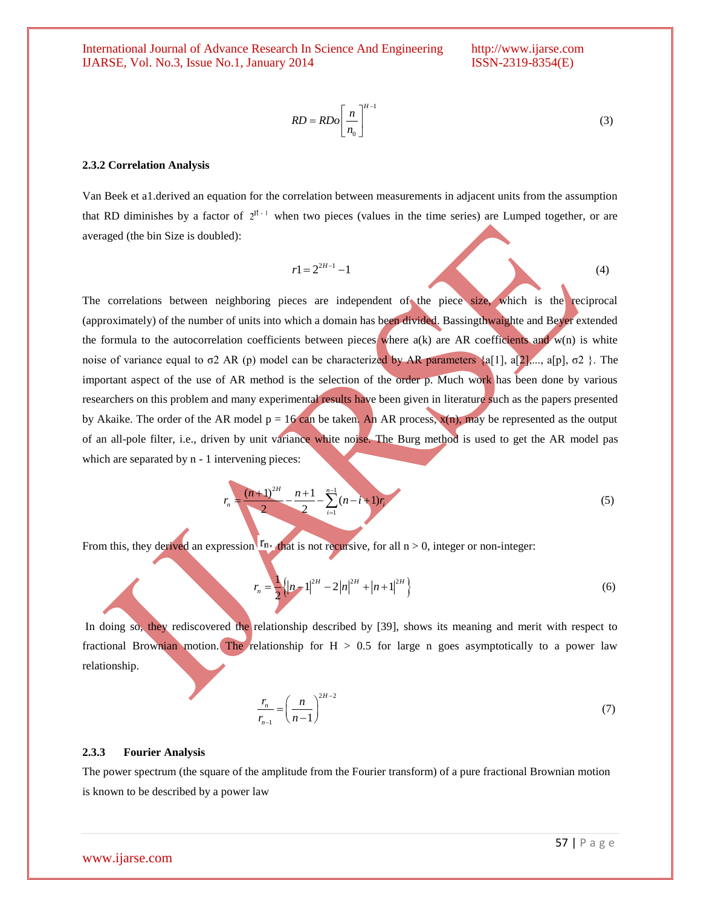$$RD = RDo\left[\frac{n}{n_0}\right]^{H-1} \tag{3}$$

### 2.3.2 Correlation Analysis

Van Beek et a1.derived an equation for the correlation between measurements in adjacent units from the assumption that RD diminishes by a factor of $2^{H-1}$ when two pieces (values in the time series) are Lumped together, or are averaged (the bin Size is doubled):

$$r1 = 2^{2H-1} - 1 \tag{4}$$

The correlations between neighboring pieces are independent of the piece size, which is the reciprocal (approximately) of the number of units into which a domain has been divided. Bassingthwaighte and Beyer extended the formula to the autocorrelation coefficients between pieces where a(k) are AR coefficients and w(n) is white noise of variance equal to σ2 AR (p) model can be characterized by AR parameters {a[1], a[2],..., a[p], σ2 }. The important aspect of the use of AR method is the selection of the order p. Much work has been done by various researchers on this problem and many experimental results have been given in literature such as the papers presented by Akaike. The order of the AR model p = 16 can be taken. An AR process, x(n), may be represented as the output of an all-pole filter, i.e., driven by unit variance white noise. The Burg method is used to get the AR model pas which are separated by n - 1 intervening pieces:

$$r_n = \frac{(n+1)^{2H}}{2} - \frac{n+1}{2} - \sum_{i=1}^{n-1}(n-i+1)r_i \tag{5}$$

From this, they derived an expression $r_n$, that is not recursive, for all n > 0, integer or non-integer:

$$r_n = \frac{1}{2}\left\{|n-1|^{2H} - 2|n|^{2H} + |n+1|^{2H}\right\} \tag{6}$$

In doing so, they rediscovered the relationship described by [39], shows its meaning and merit with respect to fractional Brownian motion. The relationship for H > 0.5 for large n goes asymptotically to a power law relationship.

$$\frac{r_n}{r_{n-1}} = \left(\frac{n}{n-1}\right)^{2H-2} \tag{7}$$

### 2.3.3 Fourier Analysis

The power spectrum (the square of the amplitude from the Fourier transform) of a pure fractional Brownian motion is known to be described by a power law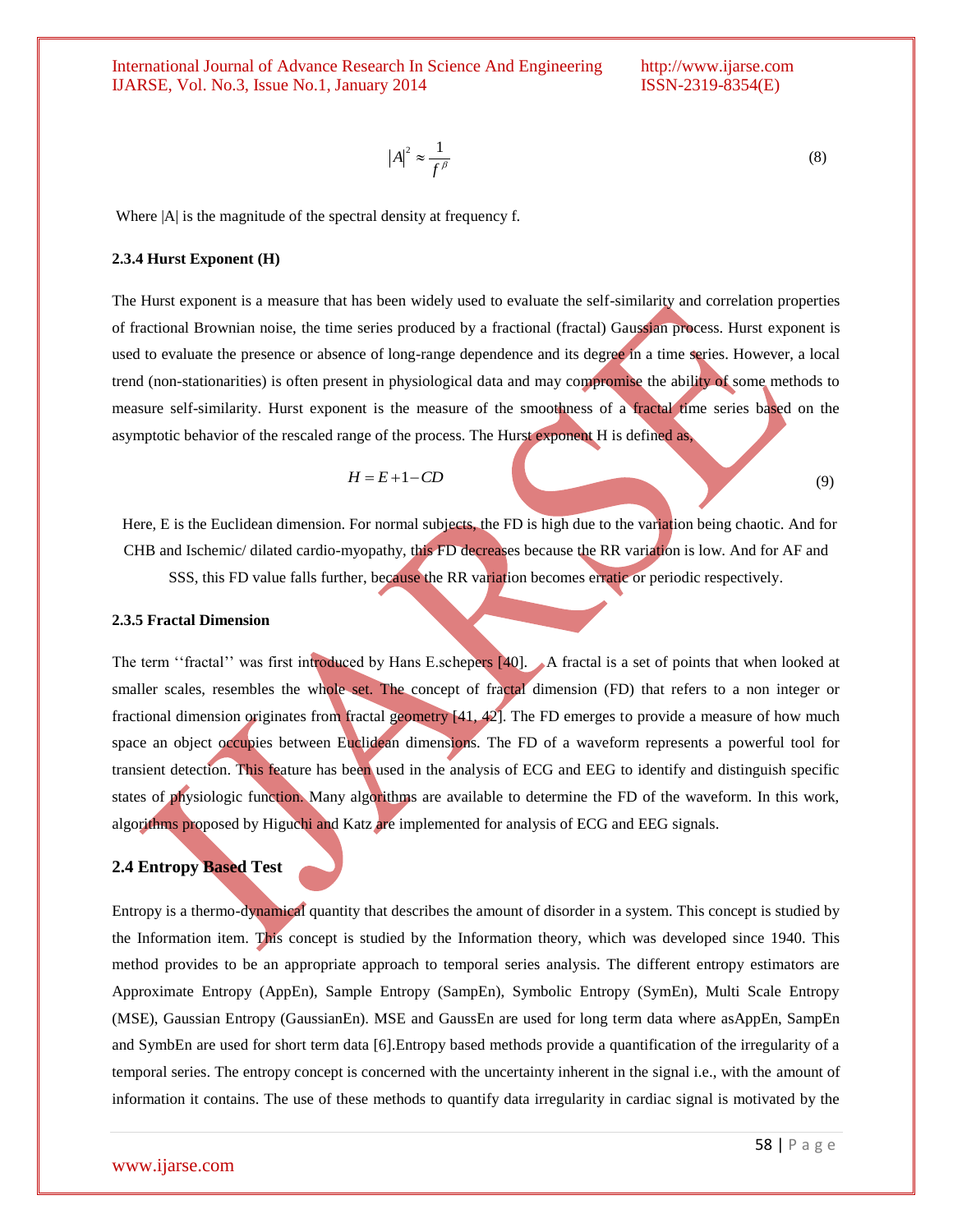$$|A|^2 \approx \frac{1}{f^{\beta}} \tag{8}$$

Where |A| is the magnitude of the spectral density at frequency f.

### 2.3.4 Hurst Exponent (H)

The Hurst exponent is a measure that has been widely used to evaluate the self-similarity and correlation properties of fractional Brownian noise, the time series produced by a fractional (fractal) Gaussian process. Hurst exponent is used to evaluate the presence or absence of long-range dependence and its degree in a time series. However, a local trend (non-stationarities) is often present in physiological data and may compromise the ability of some methods to measure self-similarity. Hurst exponent is the measure of the smoothness of a fractal time series based on the asymptotic behavior of the rescaled range of the process. The Hurst exponent H is defined as,

$$H = E + 1 - CD \tag{9}$$

Here, E is the Euclidean dimension. For normal subjects, the FD is high due to the variation being chaotic. And for CHB and Ischemic/ dilated cardio-myopathy, this FD decreases because the RR variation is low. And for AF and SSS, this FD value falls further, because the RR variation becomes erratic or periodic respectively.

### 2.3.5 Fractal Dimension

The term ''fractal'' was first introduced by Hans E.schepers [40]. A fractal is a set of points that when looked at smaller scales, resembles the whole set. The concept of fractal dimension (FD) that refers to a non integer or fractional dimension originates from fractal geometry [41, 42]. The FD emerges to provide a measure of how much space an object occupies between Euclidean dimensions. The FD of a waveform represents a powerful tool for transient detection. This feature has been used in the analysis of ECG and EEG to identify and distinguish specific states of physiologic function. Many algorithms are available to determine the FD of the waveform. In this work, algorithms proposed by Higuchi and Katz are implemented for analysis of ECG and EEG signals.

## 2.4 Entropy Based Test

Entropy is a thermo-dynamical quantity that describes the amount of disorder in a system. This concept is studied by the Information item. This concept is studied by the Information theory, which was developed since 1940. This method provides to be an appropriate approach to temporal series analysis. The different entropy estimators are Approximate Entropy (AppEn), Sample Entropy (SampEn), Symbolic Entropy (SymEn), Multi Scale Entropy (MSE), Gaussian Entropy (GaussianEn). MSE and GaussEn are used for long term data where asAppEn, SampEn and SymbEn are used for short term data [6].Entropy based methods provide a quantification of the irregularity of a temporal series. The entropy concept is concerned with the uncertainty inherent in the signal i.e., with the amount of information it contains. The use of these methods to quantify data irregularity in cardiac signal is motivated by the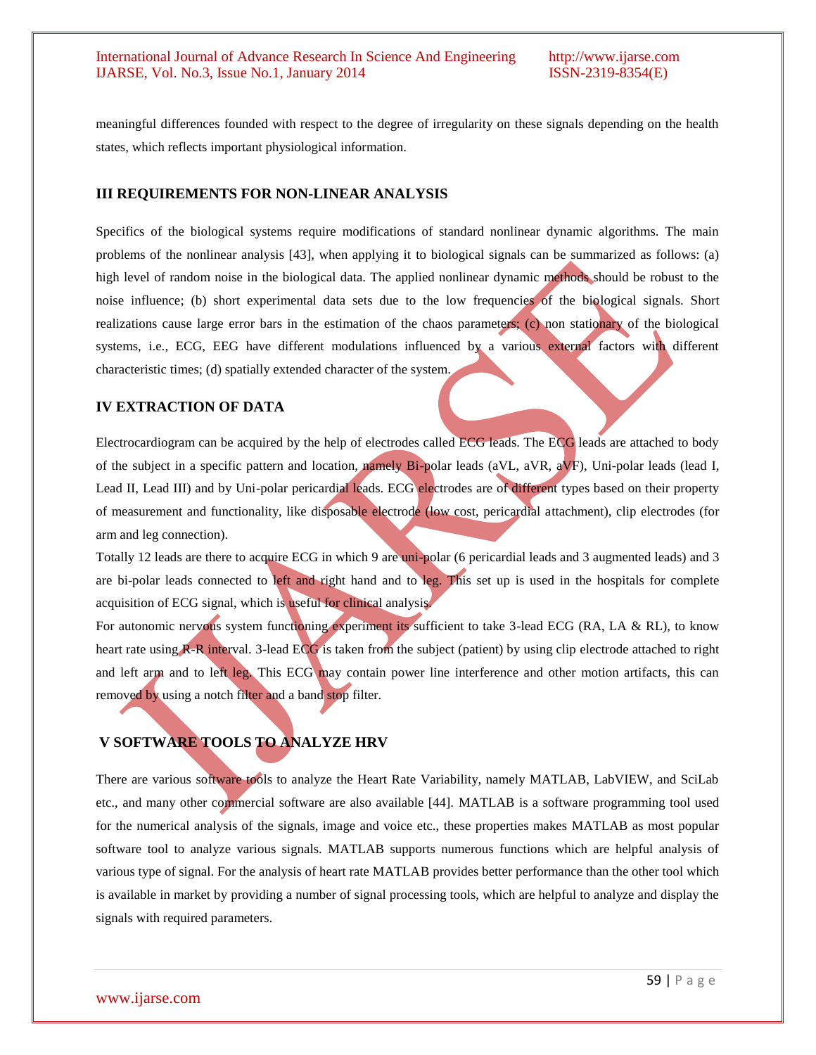meaningful differences founded with respect to the degree of irregularity on these signals depending on the health states, which reflects important physiological information.

## III REQUIREMENTS FOR NON-LINEAR ANALYSIS

Specifics of the biological systems require modifications of standard nonlinear dynamic algorithms. The main problems of the nonlinear analysis [43], when applying it to biological signals can be summarized as follows: (a) high level of random noise in the biological data. The applied nonlinear dynamic methods should be robust to the noise influence; (b) short experimental data sets due to the low frequencies of the biological signals. Short realizations cause large error bars in the estimation of the chaos parameters; (c) non stationary of the biological systems, i.e., ECG, EEG have different modulations influenced by a various external factors with different characteristic times; (d) spatially extended character of the system.

## IV EXTRACTION OF DATA

Electrocardiogram can be acquired by the help of electrodes called ECG leads. The ECG leads are attached to body of the subject in a specific pattern and location, namely Bi-polar leads (aVL, aVR, aVF), Uni-polar leads (lead I, Lead II, Lead III) and by Uni-polar pericardial leads. ECG electrodes are of different types based on their property of measurement and functionality, like disposable electrode (low cost, pericardial attachment), clip electrodes (for arm and leg connection).

Totally 12 leads are there to acquire ECG in which 9 are uni-polar (6 pericardial leads and 3 augmented leads) and 3 are bi-polar leads connected to left and right hand and to leg. This set up is used in the hospitals for complete acquisition of ECG signal, which is useful for clinical analysis.

For autonomic nervous system functioning experiment its sufficient to take 3-lead ECG (RA, LA & RL), to know heart rate using R-R interval. 3-lead ECG is taken from the subject (patient) by using clip electrode attached to right and left arm and to left leg. This ECG may contain power line interference and other motion artifacts, this can removed by using a notch filter and a band stop filter.

## V SOFTWARE TOOLS TO ANALYZE HRV

There are various software tools to analyze the Heart Rate Variability, namely MATLAB, LabVIEW, and SciLab etc., and many other commercial software are also available [44]. MATLAB is a software programming tool used for the numerical analysis of the signals, image and voice etc., these properties makes MATLAB as most popular software tool to analyze various signals. MATLAB supports numerous functions which are helpful analysis of various type of signal. For the analysis of heart rate MATLAB provides better performance than the other tool which is available in market by providing a number of signal processing tools, which are helpful to analyze and display the signals with required parameters.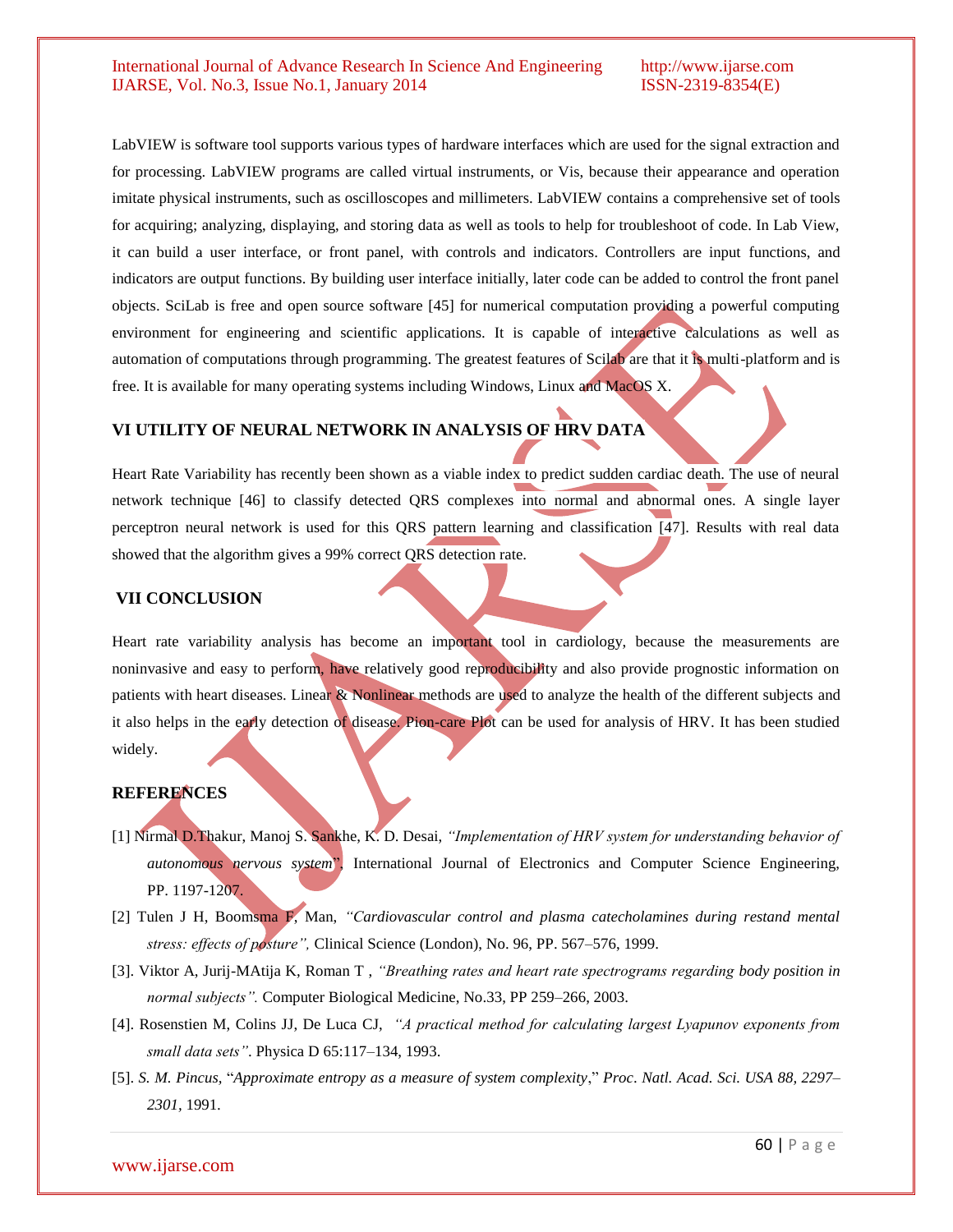LabVIEW is software tool supports various types of hardware interfaces which are used for the signal extraction and for processing. LabVIEW programs are called virtual instruments, or Vis, because their appearance and operation imitate physical instruments, such as oscilloscopes and millimeters. LabVIEW contains a comprehensive set of tools for acquiring; analyzing, displaying, and storing data as well as tools to help for troubleshoot of code. In Lab View, it can build a user interface, or front panel, with controls and indicators. Controllers are input functions, and indicators are output functions. By building user interface initially, later code can be added to control the front panel objects. SciLab is free and open source software [45] for numerical computation providing a powerful computing environment for engineering and scientific applications. It is capable of interactive calculations as well as automation of computations through programming. The greatest features of Scilab are that it is multi-platform and is free. It is available for many operating systems including Windows, Linux and MacOS X.

## VI UTILITY OF NEURAL NETWORK IN ANALYSIS OF HRV DATA

Heart Rate Variability has recently been shown as a viable index to predict sudden cardiac death. The use of neural network technique [46] to classify detected QRS complexes into normal and abnormal ones. A single layer perceptron neural network is used for this QRS pattern learning and classification [47]. Results with real data showed that the algorithm gives a 99% correct QRS detection rate.

## VII CONCLUSION

Heart rate variability analysis has become an important tool in cardiology, because the measurements are noninvasive and easy to perform, have relatively good reproducibility and also provide prognostic information on patients with heart diseases. Linear & Nonlinear methods are used to analyze the health of the different subjects and it also helps in the early detection of disease. Pion-care Plot can be used for analysis of HRV. It has been studied widely.

## REFERENCES

[1] Nirmal D.Thakur, Manoj S. Sankhe, K. D. Desai, *"Implementation of HRV system for understanding behavior of autonomous nervous system*", International Journal of Electronics and Computer Science Engineering, PP. 1197-1207.

[2] Tulen J H, Boomsma F, Man, *"Cardiovascular control and plasma catecholamines during restand mental stress: effects of posture",* Clinical Science (London), No. 96, PP. 567–576, 1999.

[3]. Viktor A, Jurij-MAtija K, Roman T , *"Breathing rates and heart rate spectrograms regarding body position in normal subjects".* Computer Biological Medicine, No.33, PP 259–266, 2003.

[4]. Rosenstien M, Colins JJ, De Luca CJ, *"A practical method for calculating largest Lyapunov exponents from small data sets"*. Physica D 65:117–134, 1993.

[5]. *S. M. Pincus*, "*Approximate entropy as a measure of system complexity*," *Proc. Natl. Acad. Sci. USA 88, 2297–2301,* 1991.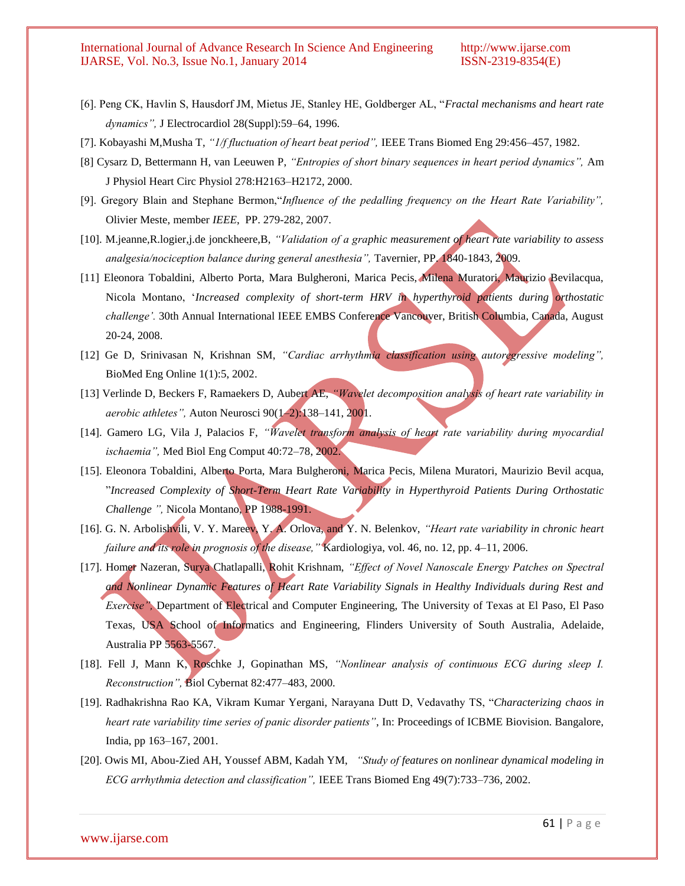[6]. Peng CK, Havlin S, Hausdorf JM, Mietus JE, Stanley HE, Goldberger AL, "*Fractal mechanisms and heart rate dynamics",* J Electrocardiol 28(Suppl):59–64, 1996.

[7]. Kobayashi M,Musha T, *"1/f fluctuation of heart beat period",* IEEE Trans Biomed Eng 29:456–457, 1982.

[8] Cysarz D, Bettermann H, van Leeuwen P, *"Entropies of short binary sequences in heart period dynamics",* Am J Physiol Heart Circ Physiol 278:H2163–H2172, 2000.

[9]. Gregory Blain and Stephane Bermon,"*Influence of the pedalling frequency on the Heart Rate Variability",* Olivier Meste, member *IEEE*, PP. 279-282, 2007.

[10]. M.jeanne,R.logier,j.de jonckheere,B, *"Validation of a graphic measurement of heart rate variability to assess analgesia/nociception balance during general anesthesia",* Tavernier, PP. 1840-1843, 2009.

[11] Eleonora Tobaldini, Alberto Porta, Mara Bulgheroni, Marica Pecis, Milena Muratori, Maurizio Bevilacqua, Nicola Montano, '*Increased complexity of short-term HRV in hyperthyroid patients during orthostatic challenge'.* 30th Annual International IEEE EMBS Conference Vancouver, British Columbia, Canada, August 20-24, 2008.

[12] Ge D, Srinivasan N, Krishnan SM, *"Cardiac arrhythmia classification using autoregressive modeling",* BioMed Eng Online 1(1):5, 2002.

[13] Verlinde D, Beckers F, Ramaekers D, Aubert AE, *"Wavelet decomposition analysis of heart rate variability in aerobic athletes",* Auton Neurosci 90(1–2):138–141, 2001.

[14]. Gamero LG, Vila J, Palacios F, *"Wavelet transform analysis of heart rate variability during myocardial ischaemia",* Med Biol Eng Comput 40:72–78, 2002.

[15]. Eleonora Tobaldini, Alberto Porta, Mara Bulgheroni, Marica Pecis, Milena Muratori, Maurizio Bevil acqua, "*Increased Complexity of Short-Term Heart Rate Variability in Hyperthyroid Patients During Orthostatic Challenge ",* Nicola Montano, PP 1988-1991.

[16]. G. N. Arbolishvili, V. Y. Mareev, Y. A. Orlova, and Y. N. Belenkov, *"Heart rate variability in chronic heart failure and its role in prognosis of the disease,"* Kardiologiya, vol. 46, no. 12, pp. 4–11, 2006.

[17]. Homer Nazeran, Surya Chatlapalli, Rohit Krishnam, *"Effect of Novel Nanoscale Energy Patches on Spectral and Nonlinear Dynamic Features of Heart Rate Variability Signals in Healthy Individuals during Rest and Exercise",* Department of Electrical and Computer Engineering, The University of Texas at El Paso, El Paso Texas, USA School of Informatics and Engineering, Flinders University of South Australia, Adelaide, Australia PP 5563-5567.

[18]. Fell J, Mann K, Roschke J, Gopinathan MS, *"Nonlinear analysis of continuous ECG during sleep I. Reconstruction",* Biol Cybernat 82:477–483, 2000.

[19]. Radhakrishna Rao KA, Vikram Kumar Yergani, Narayana Dutt D, Vedavathy TS, "*Characterizing chaos in heart rate variability time series of panic disorder patients"*, In: Proceedings of ICBME Biovision. Bangalore, India, pp 163–167, 2001.

[20]. Owis MI, Abou-Zied AH, Youssef ABM, Kadah YM, *"Study of features on nonlinear dynamical modeling in ECG arrhythmia detection and classification",* IEEE Trans Biomed Eng 49(7):733–736, 2002.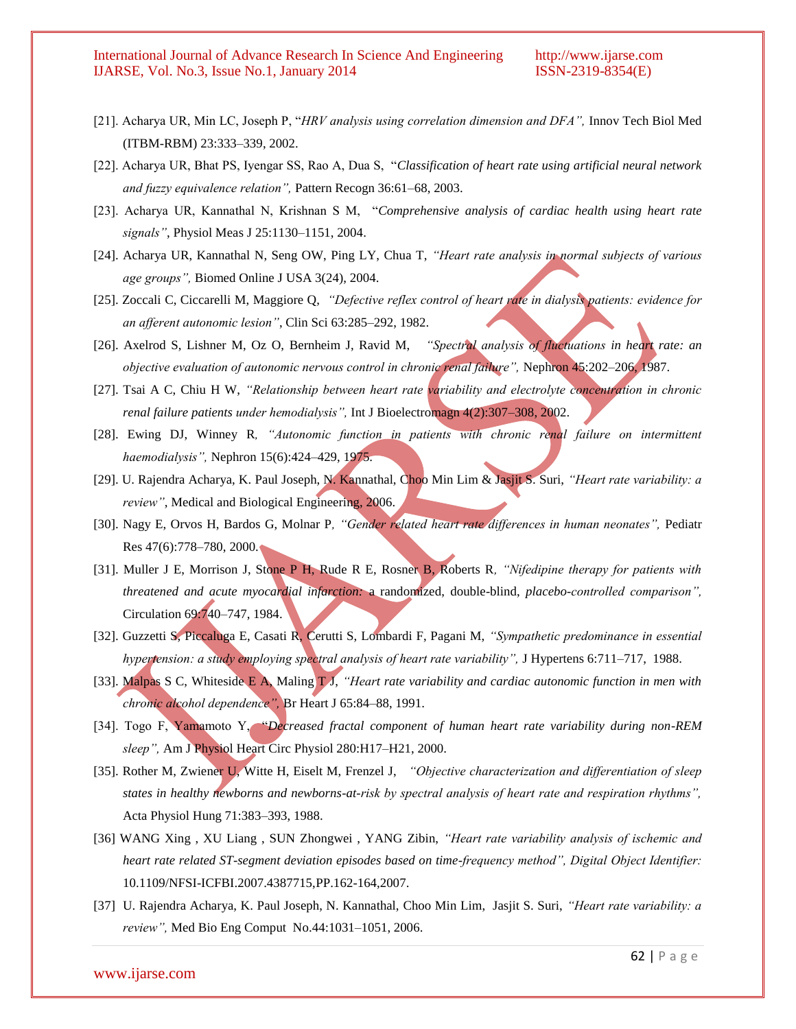[21]. Acharya UR, Min LC, Joseph P, "*HRV analysis using correlation dimension and DFA",* Innov Tech Biol Med (ITBM-RBM) 23:333–339, 2002.

[22]. Acharya UR, Bhat PS, Iyengar SS, Rao A, Dua S, "*Classification of heart rate using artificial neural network and fuzzy equivalence relation",* Pattern Recogn 36:61–68, 2003.

[23]. Acharya UR, Kannathal N, Krishnan S M, "*Comprehensive analysis of cardiac health using heart rate signals"*, Physiol Meas J 25:1130–1151, 2004.

[24]. Acharya UR, Kannathal N, Seng OW, Ping LY, Chua T, *"Heart rate analysis in normal subjects of various age groups",* Biomed Online J USA 3(24), 2004.

[25]. Zoccali C, Ciccarelli M, Maggiore Q, *"Defective reflex control of heart rate in dialysis patients: evidence for an afferent autonomic lesion"*, Clin Sci 63:285–292, 1982.

[26]. Axelrod S, Lishner M, Oz O, Bernheim J, Ravid M, *"Spectral analysis of fluctuations in heart rate: an objective evaluation of autonomic nervous control in chronic renal failure",* Nephron 45:202–206, 1987.

[27]. Tsai A C, Chiu H W, *"Relationship between heart rate variability and electrolyte concentration in chronic renal failure patients under hemodialysis",* Int J Bioelectromagn 4(2):307–308, 2002.

[28]. Ewing DJ, Winney R, *"Autonomic function in patients with chronic renal failure on intermittent haemodialysis",* Nephron 15(6):424–429, 1975.

[29]. U. Rajendra Acharya, K. Paul Joseph, N. Kannathal, Choo Min Lim & Jasjit S. Suri, *"Heart rate variability: a review"*, Medical and Biological Engineering, 2006.

[30]. Nagy E, Orvos H, Bardos G, Molnar P, *"Gender related heart rate differences in human neonates",* Pediatr Res 47(6):778–780, 2000.

[31]. Muller J E, Morrison J, Stone P H, Rude R E, Rosner B, Roberts R, *"Nifedipine therapy for patients with threatened and acute myocardial infarction:* a randomized, double-blind, *placebo-controlled comparison",* Circulation 69:740–747, 1984.

[32]. Guzzetti S, Piccaluga E, Casati R, Cerutti S, Lombardi F, Pagani M, *"Sympathetic predominance in essential hypertension: a study employing spectral analysis of heart rate variability",* J Hypertens 6:711–717, 1988.

[33]. Malpas S C, Whiteside E A, Maling T J, *"Heart rate variability and cardiac autonomic function in men with chronic alcohol dependence",* Br Heart J 65:84–88, 1991.

[34]. Togo F, Yamamoto Y, *"Decreased fractal component of human heart rate variability during non-REM sleep",* Am J Physiol Heart Circ Physiol 280:H17–H21, 2000.

[35]. Rother M, Zwiener U, Witte H, Eiselt M, Frenzel J, *"Objective characterization and differentiation of sleep states in healthy newborns and newborns-at-risk by spectral analysis of heart rate and respiration rhythms",* Acta Physiol Hung 71:383–393, 1988.

[36] WANG Xing , XU Liang , SUN Zhongwei , YANG Zibin, *"Heart rate variability analysis of ischemic and heart rate related ST-segment deviation episodes based on time-frequency method", Digital Object Identifier:* 10.1109/NFSI-ICFBI.2007.4387715,PP.162-164,2007.

[37] U. Rajendra Acharya, K. Paul Joseph, N. Kannathal, Choo Min Lim, Jasjit S. Suri, *"Heart rate variability: a review",* Med Bio Eng Comput No.44:1031–1051, 2006.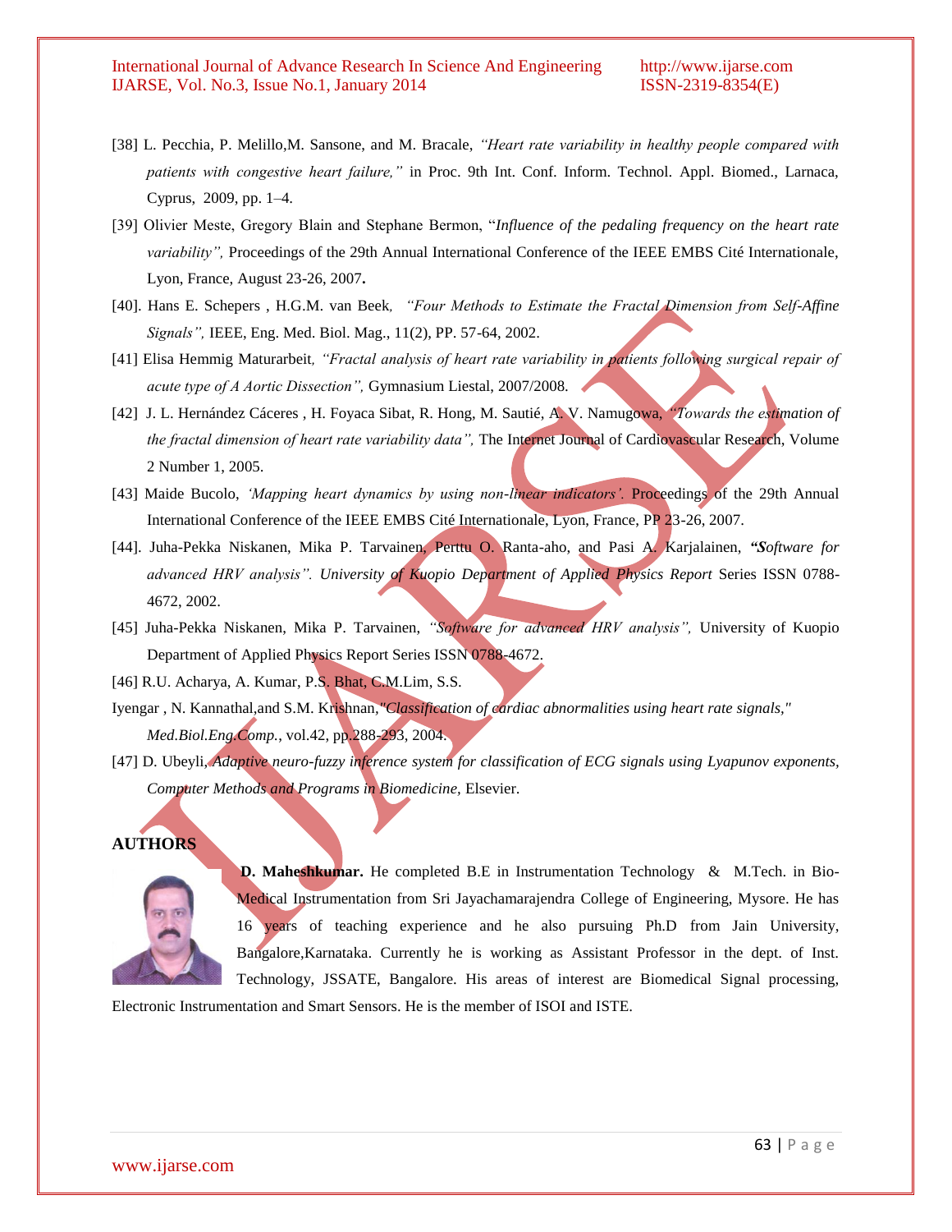[38] L. Pecchia, P. Melillo,M. Sansone, and M. Bracale, *"Heart rate variability in healthy people compared with patients with congestive heart failure,"* in Proc. 9th Int. Conf. Inform. Technol. Appl. Biomed., Larnaca, Cyprus, 2009, pp. 1–4.

[39] Olivier Meste, Gregory Blain and Stephane Bermon, "*Influence of the pedaling frequency on the heart rate variability",* Proceedings of the 29th Annual International Conference of the IEEE EMBS Cité Internationale, Lyon, France, August 23-26, 2007**.**

[40]. Hans E. Schepers , H.G.M. van Beek, *"Four Methods to Estimate the Fractal Dimension from Self-Affine Signals",* IEEE, Eng. Med. Biol. Mag., 11(2), PP. 57-64, 2002.

[41] Elisa Hemmig Maturarbeit*, "Fractal analysis of heart rate variability in patients following surgical repair of acute type of A Aortic Dissection",* Gymnasium Liestal, 2007/2008.

[42] J. L. Hernández Cáceres , H. Foyaca Sibat, R. Hong, M. Sautié, A. V. Namugowa, *"Towards the estimation of the fractal dimension of heart rate variability data",* The Internet Journal of Cardiovascular Research, Volume 2 Number 1, 2005.

[43] Maide Bucolo, *'Mapping heart dynamics by using non-linear indicators'.* Proceedings of the 29th Annual International Conference of the IEEE EMBS Cité Internationale, Lyon, France, PP 23-26, 2007.

[44]. Juha-Pekka Niskanen, Mika P. Tarvainen, Perttu O. Ranta-aho, and Pasi A. Karjalainen, ***"S****oftware for advanced HRV analysis". University of Kuopio Department of Applied Physics Report* Series ISSN 0788-4672, 2002.

[45] Juha-Pekka Niskanen, Mika P. Tarvainen, *"Software for advanced HRV analysis",* University of Kuopio Department of Applied Physics Report Series ISSN 0788-4672.

[46] R.U. Acharya, A. Kumar, P.S. Bhat, C.M.Lim, S.S.
Iyengar , N. Kannathal,and S.M. Krishnan,*"Classification of cardiac abnormalities using heart rate signals," Med.Biol.Eng.Comp.*, vol.42, pp.288-293, 2004.

[47] D. Ubeyli, *Adaptive neuro-fuzzy inference system for classification of ECG signals using Lyapunov exponents, Computer Methods and Programs in Biomedicine,* Elsevier.

## AUTHORS

**D. Maheshkumar.** He completed B.E in Instrumentation Technology & M.Tech. in Bio-Medical Instrumentation from Sri Jayachamarajendra College of Engineering, Mysore. He has 16 years of teaching experience and he also pursuing Ph.D from Jain University, Bangalore,Karnataka. Currently he is working as Assistant Professor in the dept. of Inst. Technology, JSSATE, Bangalore. His areas of interest are Biomedical Signal processing, Electronic Instrumentation and Smart Sensors. He is the member of ISOI and ISTE.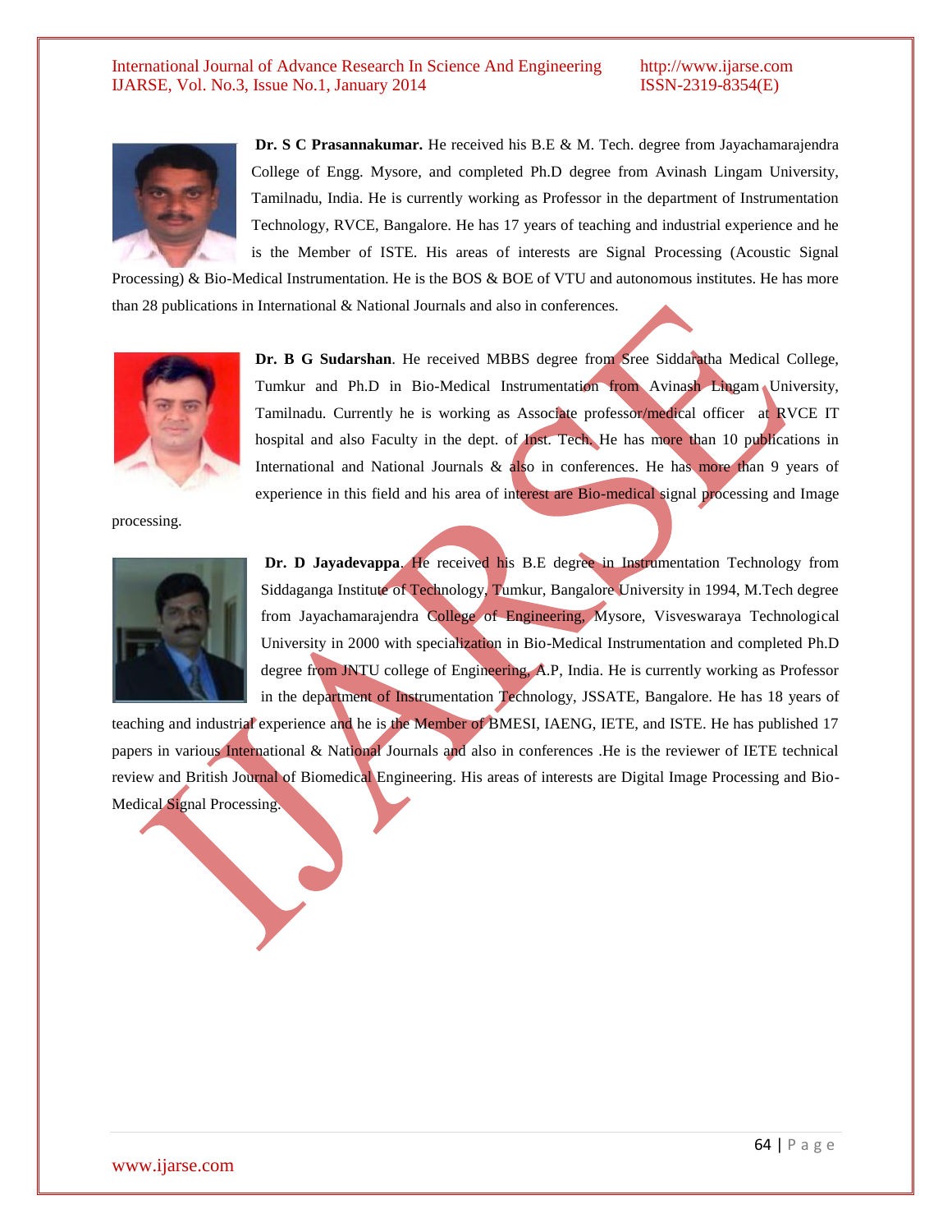**Dr. S C Prasannakumar.** He received his B.E & M. Tech. degree from Jayachamarajendra College of Engg. Mysore, and completed Ph.D degree from Avinash Lingam University, Tamilnadu, India. He is currently working as Professor in the department of Instrumentation Technology, RVCE, Bangalore. He has 17 years of teaching and industrial experience and he is the Member of ISTE. His areas of interests are Signal Processing (Acoustic Signal Processing) & Bio-Medical Instrumentation. He is the BOS & BOE of VTU and autonomous institutes. He has more than 28 publications in International & National Journals and also in conferences.

**Dr. B G Sudarshan**. He received MBBS degree from Sree Siddaratha Medical College, Tumkur and Ph.D in Bio-Medical Instrumentation from Avinash Lingam University, Tamilnadu. Currently he is working as Associate professor/medical officer at RVCE IT hospital and also Faculty in the dept. of Inst. Tech. He has more than 10 publications in International and National Journals & also in conferences. He has more than 9 years of experience in this field and his area of interest are Bio-medical signal processing and Image processing.

**Dr. D Jayadevappa**. He received his B.E degree in Instrumentation Technology from Siddaganga Institute of Technology, Tumkur, Bangalore University in 1994, M.Tech degree from Jayachamarajendra College of Engineering, Mysore, Visveswaraya Technological University in 2000 with specialization in Bio-Medical Instrumentation and completed Ph.D degree from JNTU college of Engineering, A.P, India. He is currently working as Professor in the department of Instrumentation Technology, JSSATE, Bangalore. He has 18 years of teaching and industrial experience and he is the Member of BMESI, IAENG, IETE, and ISTE. He has published 17 papers in various International & National Journals and also in conferences .He is the reviewer of IETE technical review and British Journal of Biomedical Engineering. His areas of interests are Digital Image Processing and Bio-Medical Signal Processing.